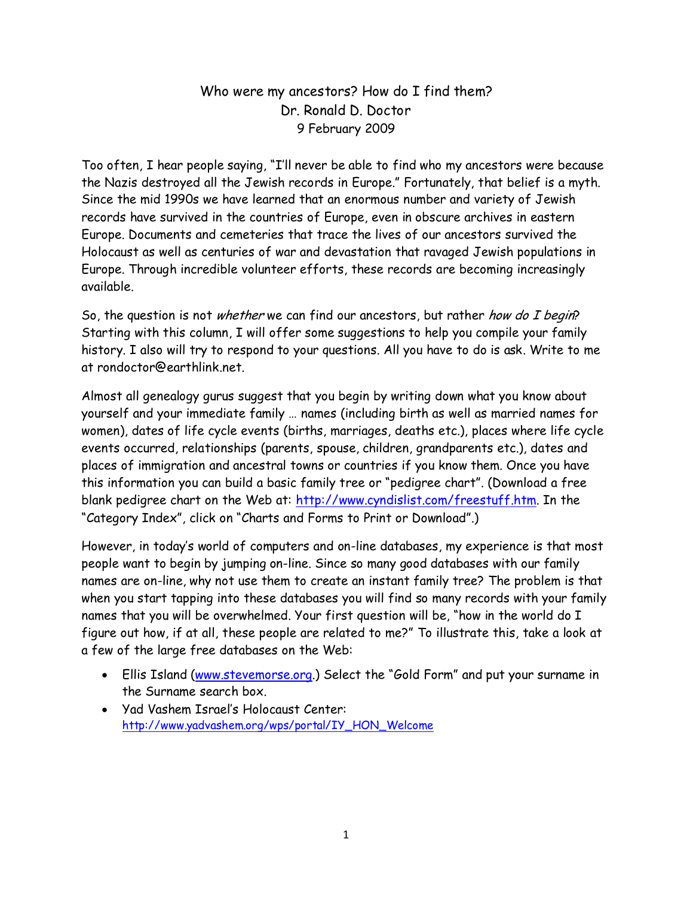# Who were my ancestors? How do I find them?

Dr. Ronald D. Doctor

9 February 2009

Too often, I hear people saying, "I'll never be able to find who my ancestors were because the Nazis destroyed all the Jewish records in Europe." Fortunately, that belief is a myth. Since the mid 1990s we have learned that an enormous number and variety of Jewish records have survived in the countries of Europe, even in obscure archives in eastern Europe. Documents and cemeteries that trace the lives of our ancestors survived the Holocaust as well as centuries of war and devastation that ravaged Jewish populations in Europe. Through incredible volunteer efforts, these records are becoming increasingly available.

So, the question is not *whether* we can find our ancestors, but rather *how do I begin*? Starting with this column, I will offer some suggestions to help you compile your family history. I also will try to respond to your questions. All you have to do is ask. Write to me at rondoctor@earthlink.net.

Almost all genealogy gurus suggest that you begin by writing down what you know about yourself and your immediate family … names (including birth as well as married names for women), dates of life cycle events (births, marriages, deaths etc.), places where life cycle events occurred, relationships (parents, spouse, children, grandparents etc.), dates and places of immigration and ancestral towns or countries if you know them. Once you have this information you can build a basic family tree or "pedigree chart". (Download a free blank pedigree chart on the Web at: [http://www.cyndislist.com/freestuff.htm](http://www.cyndislist.com/freestuff.htm). In the "Category Index", click on "Charts and Forms to Print or Download".)

However, in today's world of computers and on-line databases, my experience is that most people want to begin by jumping on-line. Since so many good databases with our family names are on-line, why not use them to create an instant family tree? The problem is that when you start tapping into these databases you will find so many records with your family names that you will be overwhelmed. Your first question will be, "how in the world do I figure out how, if at all, these people are related to me?" To illustrate this, take a look at a few of the large free databases on the Web:

- Ellis Island ([www.stevemorse.org](www.stevemorse.org).) Select the "Gold Form" and put your surname in the Surname search box.
- Yad Vashem Israel's Holocaust Center: [http://www.yadvashem.org/wps/portal/IY_HON_Welcome](http://www.yadvashem.org/wps/portal/IY_HON_Welcome)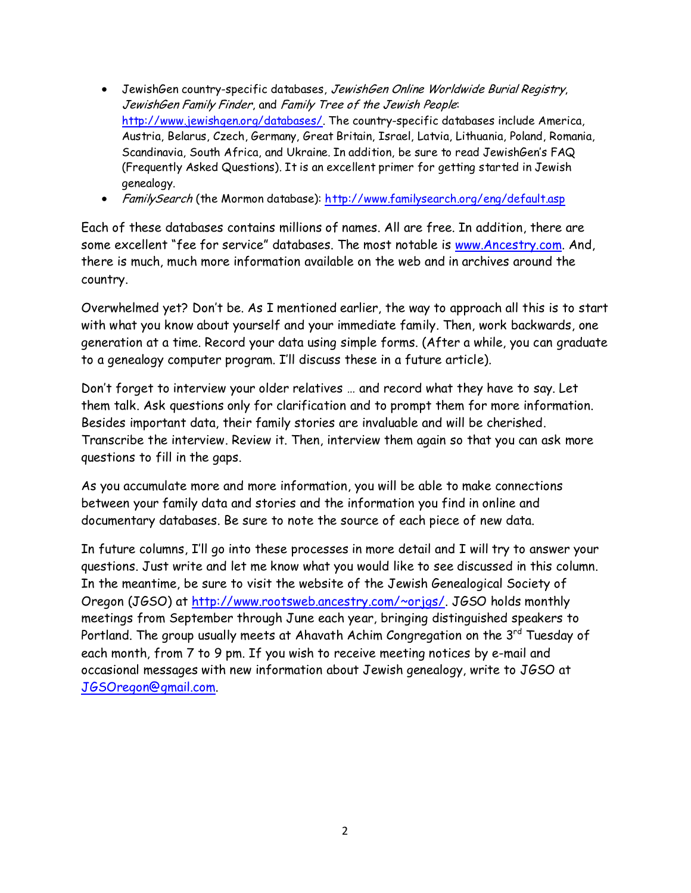- JewishGen country-specific databases, *JewishGen Online Worldwide Burial Registry*, *JewishGen Family Finder*, and *Family Tree of the Jewish People*: http://www.jewishgen.org/databases/. The country-specific databases include America, Austria, Belarus, Czech, Germany, Great Britain, Israel, Latvia, Lithuania, Poland, Romania, Scandinavia, South Africa, and Ukraine. In addition, be sure to read JewishGen's FAQ (Frequently Asked Questions). It is an excellent primer for getting started in Jewish genealogy.
- *FamilySearch* (the Mormon database): http://www.familysearch.org/eng/default.asp

Each of these databases contains millions of names. All are free. In addition, there are some excellent "fee for service" databases. The most notable is www.Ancestry.com. And, there is much, much more information available on the web and in archives around the country.

Overwhelmed yet? Don't be. As I mentioned earlier, the way to approach all this is to start with what you know about yourself and your immediate family. Then, work backwards, one generation at a time. Record your data using simple forms. (After a while, you can graduate to a genealogy computer program. I'll discuss these in a future article).

Don't forget to interview your older relatives … and record what they have to say. Let them talk. Ask questions only for clarification and to prompt them for more information. Besides important data, their family stories are invaluable and will be cherished. Transcribe the interview. Review it. Then, interview them again so that you can ask more questions to fill in the gaps.

As you accumulate more and more information, you will be able to make connections between your family data and stories and the information you find in online and documentary databases. Be sure to note the source of each piece of new data.

In future columns, I'll go into these processes in more detail and I will try to answer your questions. Just write and let me know what you would like to see discussed in this column. In the meantime, be sure to visit the website of the Jewish Genealogical Society of Oregon (JGSO) at http://www.rootsweb.ancestry.com/~orjgs/. JGSO holds monthly meetings from September through June each year, bringing distinguished speakers to Portland. The group usually meets at Ahavath Achim Congregation on the 3rd Tuesday of each month, from 7 to 9 pm. If you wish to receive meeting notices by e-mail and occasional messages with new information about Jewish genealogy, write to JGSO at JGSOregon@gmail.com.